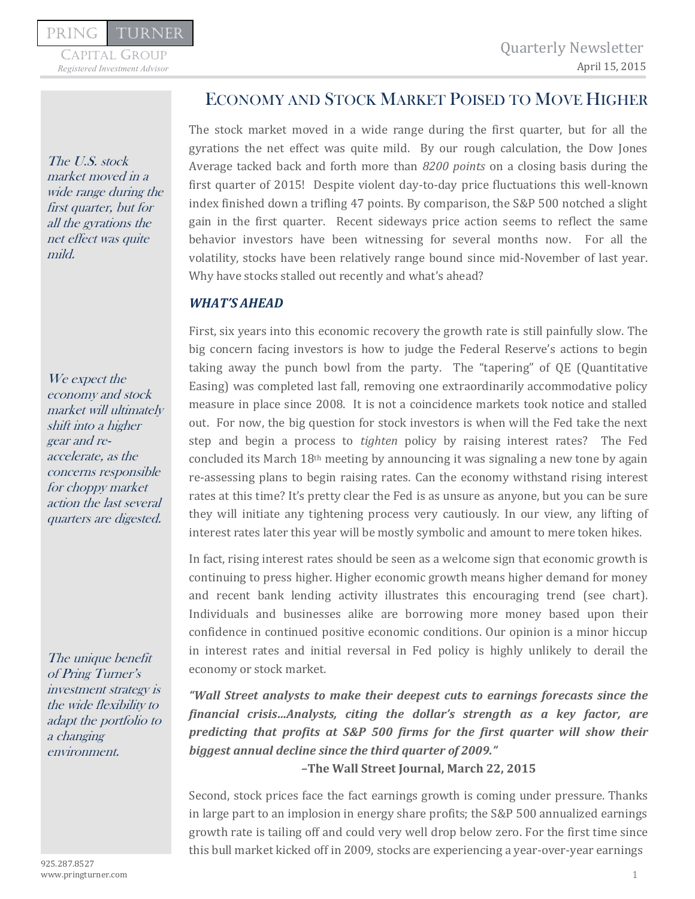PRING | TURNER

CAPITAL GROUP
*Registered Investment Advisor*

Quarterly Newsletter
April 15, 2015

# ECONOMY AND STOCK MARKET POISED TO MOVE HIGHER

*The U.S. stock market moved in a wide range during the first quarter, but for all the gyrations the net effect was quite mild.*

The stock market moved in a wide range during the first quarter, but for all the gyrations the net effect was quite mild. By our rough calculation, the Dow Jones Average tacked back and forth more than *8200 points* on a closing basis during the first quarter of 2015! Despite violent day-to-day price fluctuations this well-known index finished down a trifling 47 points. By comparison, the S&P 500 notched a slight gain in the first quarter. Recent sideways price action seems to reflect the same behavior investors have been witnessing for several months now. For all the volatility, stocks have been relatively range bound since mid-November of last year. Why have stocks stalled out recently and what's ahead?

### *WHAT'S AHEAD*

*We expect the economy and stock market will ultimately shift into a higher gear and re-accelerate, as the concerns responsible for choppy market action the last several quarters are digested.*

First, six years into this economic recovery the growth rate is still painfully slow. The big concern facing investors is how to judge the Federal Reserve's actions to begin taking away the punch bowl from the party. The "tapering" of QE (Quantitative Easing) was completed last fall, removing one extraordinarily accommodative policy measure in place since 2008. It is not a coincidence markets took notice and stalled out. For now, the big question for stock investors is when will the Fed take the next step and begin a process to *tighten* policy by raising interest rates? The Fed concluded its March 18th meeting by announcing it was signaling a new tone by again re-assessing plans to begin raising rates. Can the economy withstand rising interest rates at this time? It's pretty clear the Fed is as unsure as anyone, but you can be sure they will initiate any tightening process very cautiously. In our view, any lifting of interest rates later this year will be mostly symbolic and amount to mere token hikes.

In fact, rising interest rates should be seen as a welcome sign that economic growth is continuing to press higher. Higher economic growth means higher demand for money and recent bank lending activity illustrates this encouraging trend (see chart). Individuals and businesses alike are borrowing more money based upon their confidence in continued positive economic conditions. Our opinion is a minor hiccup in interest rates and initial reversal in Fed policy is highly unlikely to derail the economy or stock market.

*The unique benefit of Pring Turner's investment strategy is the wide flexibility to adapt the portfolio to a changing environment.*

***"Wall Street analysts to make their deepest cuts to earnings forecasts since the financial crisis…Analysts, citing the dollar's strength as a key factor, are predicting that profits at S&P 500 firms for the first quarter will show their biggest annual decline since the third quarter of 2009."***

**–The Wall Street Journal, March 22, 2015**

Second, stock prices face the fact earnings growth is coming under pressure. Thanks in large part to an implosion in energy share profits; the S&P 500 annualized earnings growth rate is tailing off and could very well drop below zero. For the first time since this bull market kicked off in 2009, stocks are experiencing a year-over-year earnings

925.287.8527
www.pringturner.com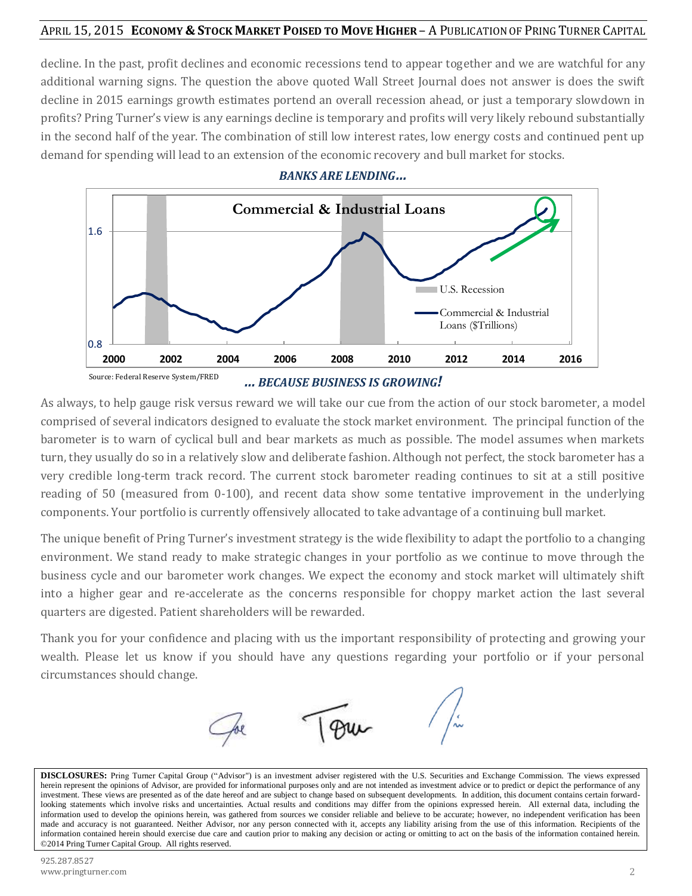decline. In the past, profit declines and economic recessions tend to appear together and we are watchful for any additional warning signs. The question the above quoted Wall Street Journal does not answer is does the swift decline in 2015 earnings growth estimates portend an overall recession ahead, or just a temporary slowdown in profits? Pring Turner's view is any earnings decline is temporary and profits will very likely rebound substantially in the second half of the year. The combination of still low interest rates, low energy costs and continued pent up demand for spending will lead to an extension of the economic recovery and bull market for stocks.

***BANKS ARE LENDING…***

Commercial & Industrial Loans

1.6
0.8
2000
2002
2004
2006
2008
2010
2012
2014
2016

U.S. Recession
Commercial & Industrial Loans ($Trillions)

Source: Federal Reserve System/FRED

***… BECAUSE BUSINESS IS GROWING!***

As always, to help gauge risk versus reward we will take our cue from the action of our stock barometer, a model comprised of several indicators designed to evaluate the stock market environment. The principal function of the barometer is to warn of cyclical bull and bear markets as much as possible. The model assumes when markets turn, they usually do so in a relatively slow and deliberate fashion. Although not perfect, the stock barometer has a very credible long-term track record. The current stock barometer reading continues to sit at a still positive reading of 50 (measured from 0-100), and recent data show some tentative improvement in the underlying components. Your portfolio is currently offensively allocated to take advantage of a continuing bull market.

The unique benefit of Pring Turner's investment strategy is the wide flexibility to adapt the portfolio to a changing environment. We stand ready to make strategic changes in your portfolio as we continue to move through the business cycle and our barometer work changes. We expect the economy and stock market will ultimately shift into a higher gear and re-accelerate as the concerns responsible for choppy market action the last several quarters are digested. Patient shareholders will be rewarded.

Thank you for your confidence and placing with us the important responsibility of protecting and growing your wealth. Please let us know if you should have any questions regarding your portfolio or if your personal circumstances should change.

**DISCLOSURES:** Pring Turner Capital Group ("Advisor") is an investment adviser registered with the U.S. Securities and Exchange Commission. The views expressed herein represent the opinions of Advisor, are provided for informational purposes only and are not intended as investment advice or to predict or depict the performance of any investment. These views are presented as of the date hereof and are subject to change based on subsequent developments. In addition, this document contains certain forward-looking statements which involve risks and uncertainties. Actual results and conditions may differ from the opinions expressed herein. All external data, including the information used to develop the opinions herein, was gathered from sources we consider reliable and believe to be accurate; however, no independent verification has been made and accuracy is not guaranteed. Neither Advisor, nor any person connected with it, accepts any liability arising from the use of this information. Recipients of the information contained herein should exercise due care and caution prior to making any decision or acting or omitting to act on the basis of the information contained herein. ©2014 Pring Turner Capital Group. All rights reserved.

925.287.8527
www.pringturner.com